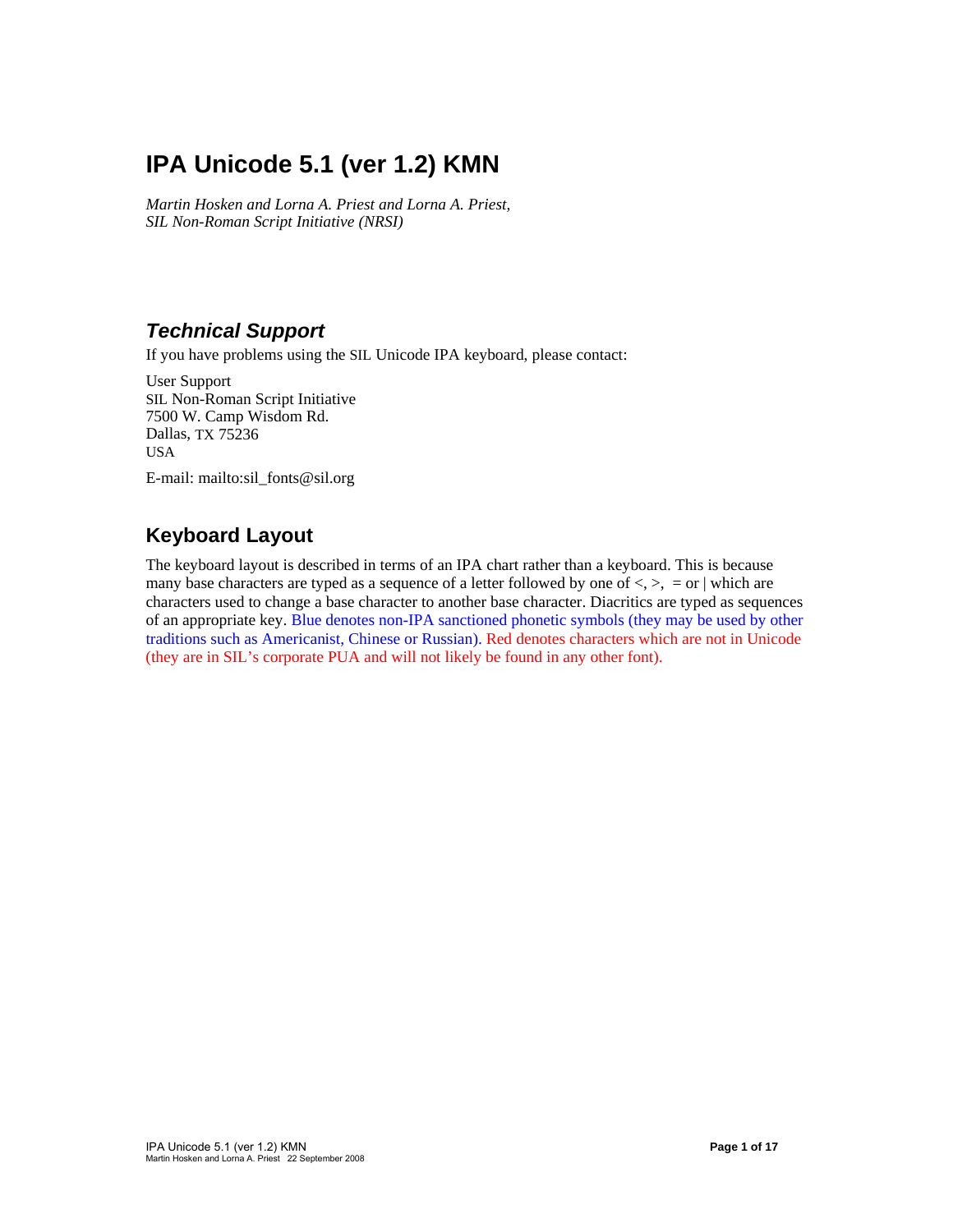# IPA Unicode 5.1 (ver 1.2) KMN

*Martin Hosken and Lorna A. Priest and Lorna A. Priest,*
*SIL Non-Roman Script Initiative (NRSI)*

## *Technical Support*

If you have problems using the SIL Unicode IPA keyboard, please contact:

User Support
SIL Non-Roman Script Initiative
7500 W. Camp Wisdom Rd.
Dallas, TX 75236
USA

E-mail: mailto:sil_fonts@sil.org

## Keyboard Layout

The keyboard layout is described in terms of an IPA chart rather than a keyboard. This is because many base characters are typed as a sequence of a letter followed by one of <, >, = or | which are characters used to change a base character to another base character. Diacritics are typed as sequences of an appropriate key. Blue denotes non-IPA sanctioned phonetic symbols (they may be used by other traditions such as Americanist, Chinese or Russian). Red denotes characters which are not in Unicode (they are in SIL's corporate PUA and will not likely be found in any other font).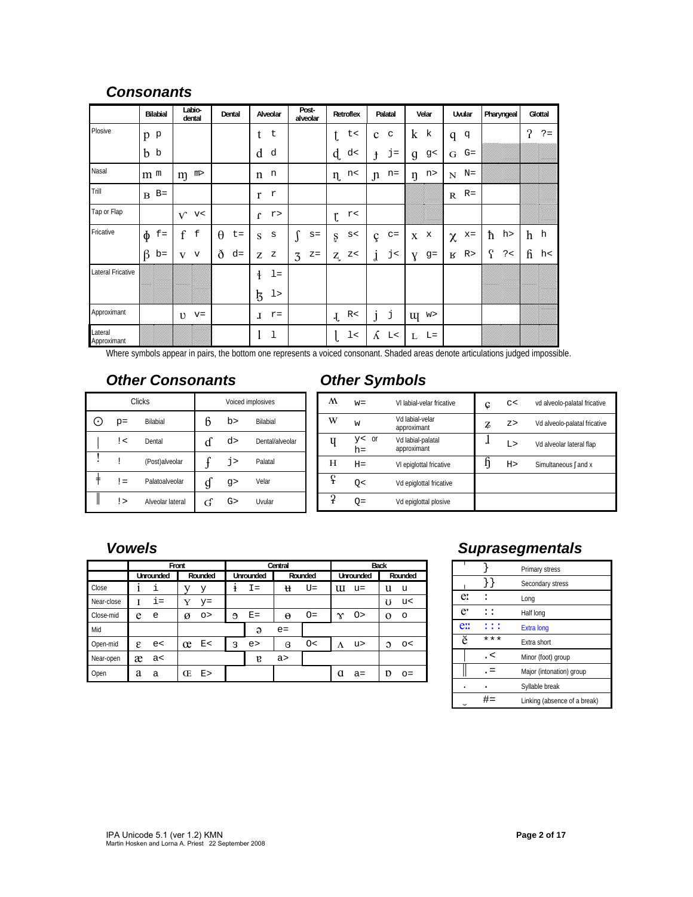## Consonants

| | Bilabial | Labio-dental | Dental | Alveolar | Post-alveolar | Retroflex | Palatal | Velar | Uvular | Pharyngeal | Glottal |
|---|---|---|---|---|---|---|---|---|---|---|---|
| Plosive | p p | | | t t | | ʈ t< | c c | k k | q q | | ʔ ?= |
| | b b | | | d d | | ɖ d< | ɟ j= | ɡ g< | ɢ G= | | |
| Nasal | m m | ɱ m> | | n n | | ɳ n< | ɲ n= | ŋ n> | ɴ N= | | |
| Trill | ʙ B= | | | r r | | | | | ʀ R= | | |
| Tap or Flap | | ⱱ v< | | ɾ r> | | ɽ r< | | | | | |
| Fricative | ɸ f= | f f | θ t= | s s | ʃ s= | ʂ s< | ç c= | x x | χ x= | ħ h> | h h |
| | β b= | v v | ð d= | z z | ʒ z= | ʐ z< | ʝ j< | ɣ g= | ʁ R> | ʕ ?< | ɦ h< |
| Lateral Fricative | | | | ɬ l= | | | | | | | |
| | | | | ɮ l> | | | | | | | |
| Approximant | | ʋ v= | | ɹ r= | | ɻ R< | j j | ɰ w> | | | |
| Lateral Approximant | | | | l l | | ɭ l< | ʎ L< | ʟ L= | | | |

Where symbols appear in pairs, the bottom one represents a voiced consonant. Shaded areas denote articulations judged impossible.

## Other Consonants

| Clicks | | | Voiced implosives | | |
|---|---|---|---|---|---|
| ʘ | p= | Bilabial | ɓ | b> | Bilabial |
| ǀ | !< | Dental | ɗ | d> | Dental/alveolar |
| ǃ | ! | (Post)alveolar | ʄ | j> | Palatal |
| ǂ | != | Palatoalveolar | ɠ | g> | Velar |
| ǁ | !> | Alveolar lateral | ʛ | G> | Uvular |

## Other Symbols

| | | | | | |
|---|---|---|---|---|---|
| ʍ | w= | Vl labial-velar fricative | ɕ | c< | vd alveolo-palatal fricative |
| w | w | Vd labial-velar approximant | ʑ | z> | Vd alveolo-palatal fricative |
| ɥ | y< or h= | Vd labial-palatal approximant | ɺ | L> | Vd alveolar lateral flap |
| ʜ | H= | Vl epiglottal fricative | ɧ | H> | Simultaneous ʃ and x |
| ʢ | Q< | Vd epiglottal fricative | | | |
| ʡ | Q= | Vd epiglottal plosive | | | |

## Vowels

| | Front | | Central | | Back | |
|---|---|---|---|---|---|---|
| | Unrounded | Rounded | Unrounded | Rounded | Unrounded | Rounded |
| Close | i i | y y | ɨ I= | ʉ U= | ɯ u= | u u |
| Near-close | ɪ i= | ʏ y= | | | | ʊ u< |
| Close-mid | e e | ø o> | ɘ E= | ɵ O= | ɤ O> | o o |
| Mid | | | ə e= | | | |
| Open-mid | ɛ e< | œ E< | ɜ e> | ɞ O< | ʌ u> | ɔ o< |
| Near-open | æ a< | | ɐ a> | | | |
| Open | a a | ɶ E> | | | ɑ a= | ɒ o= |

## Suprasegmentals

| | | |
|---|---|---|
| ˈ | } | Primary stress |
| ˌ | }} | Secondary stress |
| eː | : | Long |
| eˑ | :: | Half long |
| eːː | ::: | Extra long |
| ĕ | *** | Extra short |
| \| | .< | Minor (foot) group |
| ‖ | .= | Major (intonation) group |
| . | . | Syllable break |
| ‿ | #= | Linking (absence of a break) |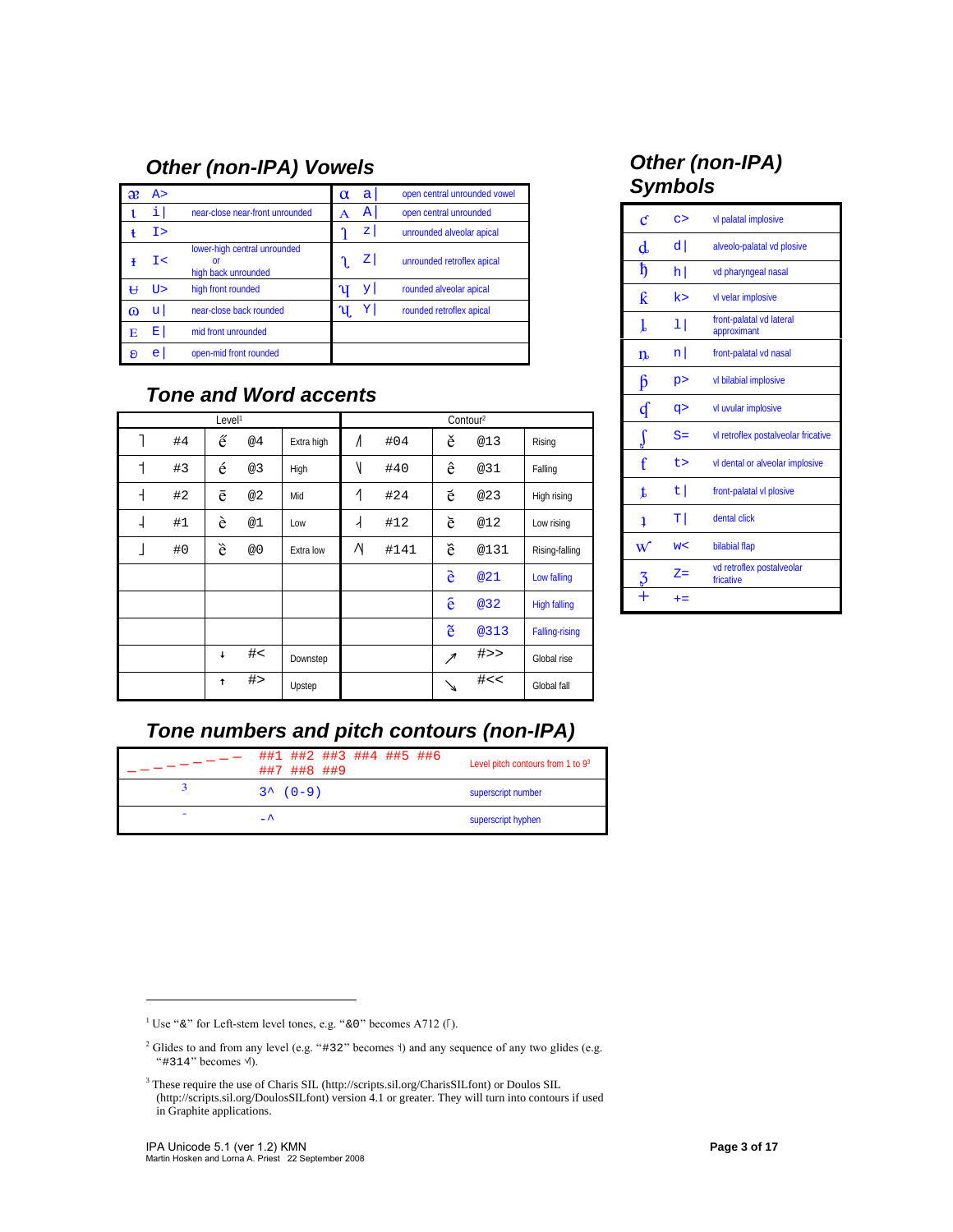## Other (non-IPA) Vowels

| | | | | | |
|---|---|---|---|---|---|
| ꭤ | A> | | ɑ | a\| | open central unrounded vowel |
| ɩ | i\| | near-close near-front unrounded | ᴀ | A\| | open central unrounded |
| ɨ | I> | | ʅ | z\| | unrounded alveolar apical |
| ɨ | I< | lower-high central unrounded or high back unrounded | ʅ | Z\| | unrounded retroflex apical |
| ʉ | U> | high front rounded | ʮ | y\| | rounded alveolar apical |
| ɷ | u\| | near-close back rounded | ʯ | Y\| | rounded retroflex apical |
| ᴇ | E\| | mid front unrounded | | | |
| ɞ | e\| | open-mid front rounded | | | |

## Other (non-IPA) Symbols

| | | |
|---|---|---|
| ƈ | c> | vl palatal implosive |
| ȡ | d\| | alveolo-palatal vd plosive |
| ɦ | h\| | vd pharyngeal nasal |
| ƙ | k> | vl velar implosive |
| ȴ | l\| | front-palatal vd lateral approximant |
| ȵ | n\| | front-palatal vd nasal |
| ƥ | p> | vl bilabial implosive |
| ʠ | q> | vl uvular implosive |
| ʆ | S= | vl retroflex postalveolar fricative |
| ƭ | t> | vl dental or alveolar implosive |
| ȶ | t\| | front-palatal vl plosive |
| ʇ | T\| | dental click |
| ⱱ | w< | bilabial flap |
| ʓ | Z= | vd retroflex postalveolar fricative |
| + | += | |

## Tone and Word accents

| Level[1] | | | | | Contour[2] | | | | |
|---|---|---|---|---|---|---|---|---|---|
| ˥ | #4 | e̋ | @4 | Extra high | ˩˥ | #04 | ě | @13 | Rising |
| ˦ | #3 | é | @3 | High | ˥˩ | #40 | ê | @31 | Falling |
| ˧ | #2 | ē | @2 | Mid | ˧˥ | #24 | ᷄e | @23 | High rising |
| ˨ | #1 | è | @1 | Low | ˩˨ | #12 | ᷅e | @12 | Low rising |
| ˩ | #0 | ȅ | @0 | Extra low | ˩˦˩ | #141 | ᷈e | @131 | Rising-falling |
| | | | | | | | ᷆e | @21 | Low falling |
| | | | | | | | ᷇e | @32 | High falling |
| | | | | | | | ᷉e | @313 | Falling-rising |
| | ꜜ | #< | Downstep | | ↗ | #>> | | Global rise | |
| | ꜛ | #> | Upstep | | ↘ | #<< | | Global fall | |

## Tone numbers and pitch contours (non-IPA)

| | | |
|---|---|---|
| ꜒ꜳ… | ##1 ##2 ##3 ##4 ##5 ##6 ##7 ##8 ##9 | Level pitch contours from 1 to 9[3] |
| ³ | 3^ (0-9) | superscript number |
| ⁻ | -^ | superscript hyphen |

[1] Use "&" for Left-stem level tones, e.g. "&0" becomes A712 (꜒).

[2] Glides to and from any level (e.g. "#32" becomes ˧˨) and any sequence of any two glides (e.g. "#314" becomes ˧˩˦).

[3] These require the use of Charis SIL (http://scripts.sil.org/CharisSILfont) or Doulos SIL (http://scripts.sil.org/DoulosSILfont) version 4.1 or greater. They will turn into contours if used in Graphite applications.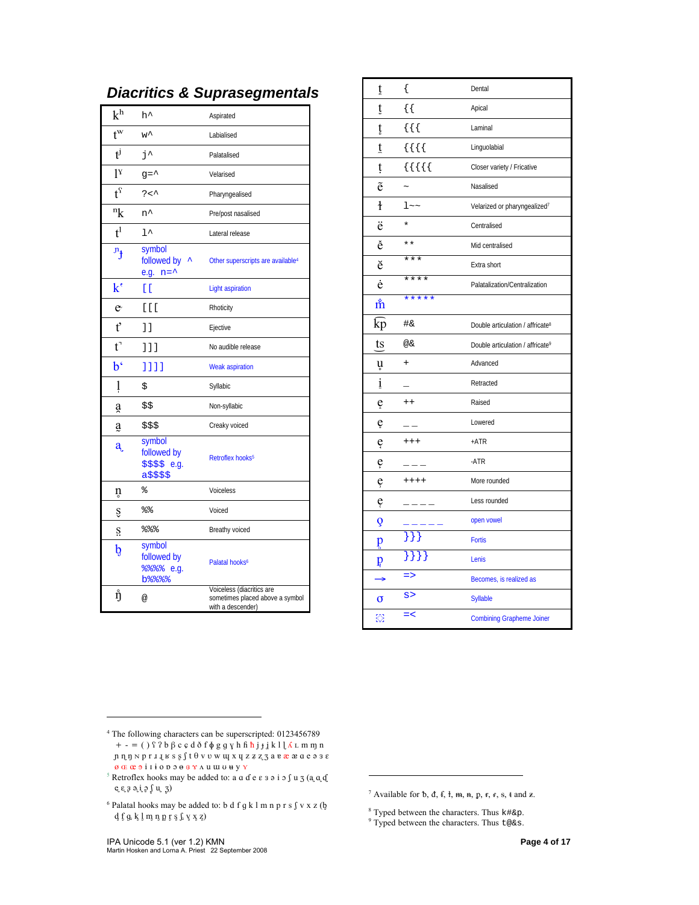## *Diacritics & Suprasegmentals*

| | | |
|---|---|---|
| kʰ | h^ | Aspirated |
| tʷ | w^ | Labialised |
| tʲ | j^ | Palatalised |
| lˠ | g=^ | Velarised |
| tˤ | ?<^ | Pharyngealised |
| ⁿk | n^ | Pre/post nasalised |
| tˡ | l^ | Lateral release |
| ᶮɟ | symbol followed by ^ e.g. n=^ | Other superscripts are available[4] |
| kʻ | [[ | Light aspiration |
| e˞ | [[[ | Rhoticity |
| tʼ | ]] | Ejective |
| t̚ | ]]] | No audible release |
| bʻ | ]]]] | Weak aspiration |
| l̩ | $ | Syllabic |
| a̯ | $$ | Non-syllabic |
| a̰ | $$$ | Creaky voiced |
| a̢ | symbol followed by $$$$ e.g. a$$$$ | Retroflex hooks[5] |
| n̥ | % | Voiceless |
| s̬ | %% | Voiced |
| s̤ | %%% | Breathy voiced |
| ᶀ | symbol followed by %%%% e.g. b%%%% | Palatal hooks[6] |
| ŋ̊ | @ | Voiceless (diacritics are sometimes placed above a symbol with a descender) |

| | | |
|---|---|---|
| t̪ | { | Dental |
| t̺ | {{ | Apical |
| t̻ | {{{ | Laminal |
| t̼ | {{{{ | Linguolabial |
| t̞ | {{{{{ | Closer variety / Fricative |
| ẽ | ~ | Nasalised |
| ɫ | l~~ | Velarized or pharyngealized[7] |
| ë | * | Centralised |
| ĕ | ** | Mid centralised |
| ĕ | *** | Extra short |
| ė | **** | Palatalization/Centralization |
| m̽ | ***** | |
| k͡p | #& | Double articulation / affricate[8] |
| t͜s | @& | Double articulation / affricate[9] |
| u̟ | + | Advanced |
| i̠ | _ | Retracted |
| e̝ | ++ | Raised |
| e̞ | __ | Lowered |
| e̘ | +++ | +ATR |
| e̙ | ___ | -ATR |
| e̹ | ++++ | More rounded |
| e̜ | ____ | Less rounded |
| o̞ | _____ | open vowel |
| p͈ | }}} | Fortis |
| p͉ | }}}} | Lenis |
| → | => | Becomes, is realized as |
| σ | s> | Syllable |
| ͏ | =< | Combining Grapheme Joiner |

---

[4] The following characters can be superscripted: 0123456789 + - = ( ) ʕ ʔ b β c ç d ð f ɸ g ɣ h ɦ ħ j ɟ ʝ k l ɭ ʎ ʟ m ɱ n ɲ ŋ ɳ ɴ p r ɹ ɻ ʁ s ʂ ʃ t θ v ʋ w ɰ x ɥ z ʐ ʑ ʒ a ɐ æ ɑ e ə ɜ ɛ ø œ ɶ ɘ i ɪ ɨ o ɒ ɔ ɵ ɞ ɤ ʌ u ɯ ʊ ʉ y ʏ

[5] Retroflex hooks may be added to: a ɑ ɗ e ɛ ɜ ɚ i ɔ ʃ u ʒ (ᶏ ᶐ ᶑ ᶒ ᶓ ᶔ ᶕ ᶖ ᶗ ᶘ ᶙ ᶚ)

[6] Palatal hooks may be added to: b d f g k l m n p r s ʃ v x z (ᶀ ᶁ ᶂ ᶃ ᶄ ᶅ ᶆ ᶇ ᶈ ᶉ ᶊ ᶋ ᶌ ᶍ ᶎ)

[7] Available for ᵬ, ᵭ, ᵮ, ɫ, ᵯ, ᵰ, ᵱ, ᵲ, ᵳ, ᵴ, ᵵ and ᵶ.

[8] Typed between the characters. Thus k#&p.

[9] Typed between the characters. Thus t@&s.

IPA Unicode 5.1 (ver 1.2) KMN
Martin Hosken and Lorna A. Priest 22 September 2008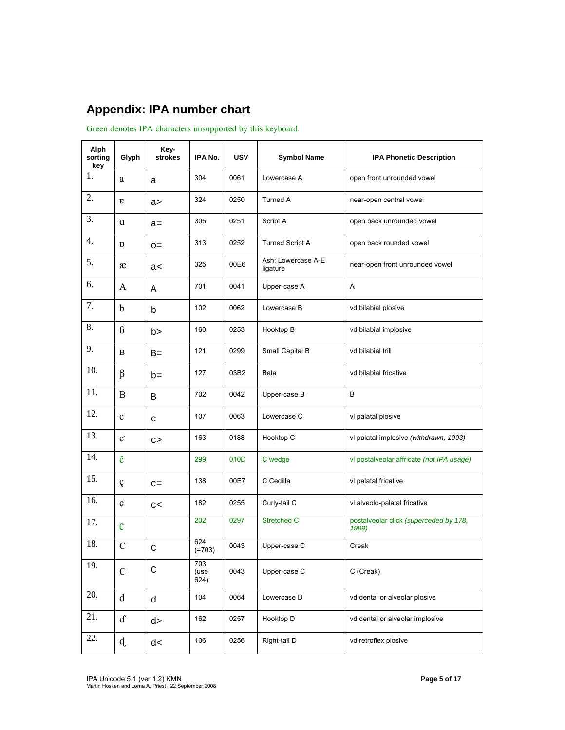## Appendix: IPA number chart

Green denotes IPA characters unsupported by this keyboard.

| Alph sorting key | Glyph | Key-strokes | IPA No. | USV | Symbol Name | IPA Phonetic Description |
|---|---|---|---|---|---|---|
| 1. | a | a | 304 | 0061 | Lowercase A | open front unrounded vowel |
| 2. | ɐ | a> | 324 | 0250 | Turned A | near-open central vowel |
| 3. | ɑ | a= | 305 | 0251 | Script A | open back unrounded vowel |
| 4. | ɒ | o= | 313 | 0252 | Turned Script A | open back rounded vowel |
| 5. | æ | a< | 325 | 00E6 | Ash; Lowercase A-E ligature | near-open front unrounded vowel |
| 6. | A | A | 701 | 0041 | Upper-case A | A |
| 7. | b | b | 102 | 0062 | Lowercase B | vd bilabial plosive |
| 8. | ɓ | b> | 160 | 0253 | Hooktop B | vd bilabial implosive |
| 9. | ʙ | B= | 121 | 0299 | Small Capital B | vd bilabial trill |
| 10. | β | b= | 127 | 03B2 | Beta | vd bilabial fricative |
| 11. | B | B | 702 | 0042 | Upper-case B | B |
| 12. | c | c | 107 | 0063 | Lowercase C | vl palatal plosive |
| 13. | ƈ | c> | 163 | 0188 | Hooktop C | vl palatal implosive *(withdrawn, 1993)* |
| 14. | č | | 299 | 010D | C wedge | vl postalveolar affricate *(not IPA usage)* |
| 15. | ç | c= | 138 | 00E7 | C Cedilla | vl palatal fricative |
| 16. | ɕ | c< | 182 | 0255 | Curly-tail C | vl alveolo-palatal fricative |
| 17. | ʗ | | 202 | 0297 | Stretched C | postalveolar click *(superceded by 178, 1989)* |
| 18. | C | C | 624 (=703) | 0043 | Upper-case C | Creak |
| 19. | C | C | 703 (use 624) | 0043 | Upper-case C | C (Creak) |
| 20. | d | d | 104 | 0064 | Lowercase D | vd dental or alveolar plosive |
| 21. | ɗ | d> | 162 | 0257 | Hooktop D | vd dental or alveolar implosive |
| 22. | ɖ | d< | 106 | 0256 | Right-tail D | vd retroflex plosive |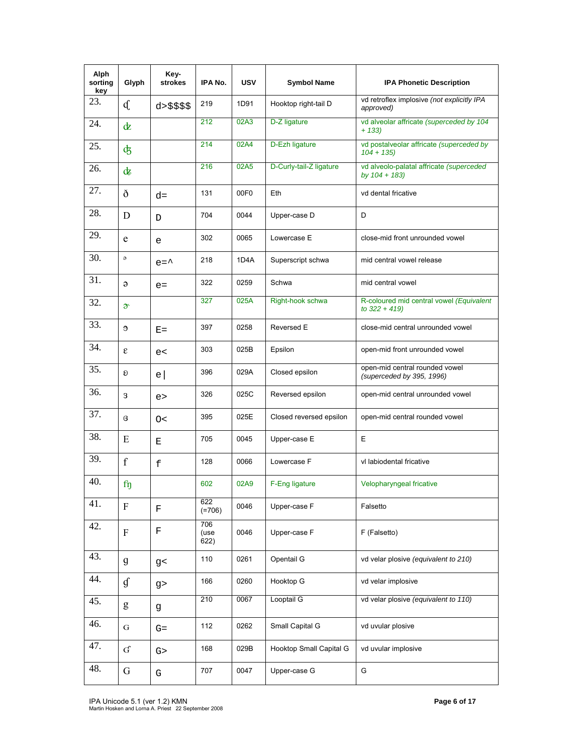| Alph sorting key | Glyph | Key-strokes | IPA No. | USV | Symbol Name | IPA Phonetic Description |
|---|---|---|---|---|---|---|
| 23. | ᶑ | d>$$$$ | 219 | 1D91 | Hooktop right-tail D | vd retroflex implosive *(not explicitly IPA approved)* |
| 24. | ʣ | | 212 | 02A3 | D-Z ligature | vd alveolar affricate *(superceded by 104 + 133)* |
| 25. | ʤ | | 214 | 02A4 | D-Ezh ligature | vd postalveolar affricate *(superceded by 104 + 135)* |
| 26. | ʥ | | 216 | 02A5 | D-Curly-tail-Z ligature | vd alveolo-palatal affricate *(superceded by 104 + 183)* |
| 27. | ð | d= | 131 | 00F0 | Eth | vd dental fricative |
| 28. | D | D | 704 | 0044 | Upper-case D | D |
| 29. | e | e | 302 | 0065 | Lowercase E | close-mid front unrounded vowel |
| 30. | ᵊ | e=^ | 218 | 1D4A | Superscript schwa | mid central vowel release |
| 31. | ə | e= | 322 | 0259 | Schwa | mid central vowel |
| 32. | ɚ | | 327 | 025A | Right-hook schwa | R-coloured mid central vowel *(Equivalent to 322 + 419)* |
| 33. | ɘ | E= | 397 | 0258 | Reversed E | close-mid central unrounded vowel |
| 34. | ɛ | e< | 303 | 025B | Epsilon | open-mid front unrounded vowel |
| 35. | ʚ | e\| | 396 | 029A | Closed epsilon | open-mid central rounded vowel *(superceded by 395, 1996)* |
| 36. | ɜ | e> | 326 | 025C | Reversed epsilon | open-mid central unrounded vowel |
| 37. | ɞ | 0< | 395 | 025E | Closed reversed epsilon | open-mid central rounded vowel |
| 38. | E | E | 705 | 0045 | Upper-case E | E |
| 39. | f | f | 128 | 0066 | Lowercase F | vl labiodental fricative |
| 40. | ʩ | | 602 | 02A9 | F-Eng ligature | Velopharyngeal fricative |
| 41. | F | F | 622 (=706) | 0046 | Upper-case F | Falsetto |
| 42. | F | F | 706 (use 622) | 0046 | Upper-case F | F (Falsetto) |
| 43. | ɡ | g< | 110 | 0261 | Opentail G | vd velar plosive *(equivalent to 210)* |
| 44. | ɠ | g> | 166 | 0260 | Hooktop G | vd velar implosive |
| 45. | g | g | 210 | 0067 | Looptail G | vd velar plosive *(equivalent to 110)* |
| 46. | ɢ | G= | 112 | 0262 | Small Capital G | vd uvular plosive |
| 47. | ʛ | G> | 168 | 029B | Hooktop Small Capital G | vd uvular implosive |
| 48. | G | G | 707 | 0047 | Upper-case G | G |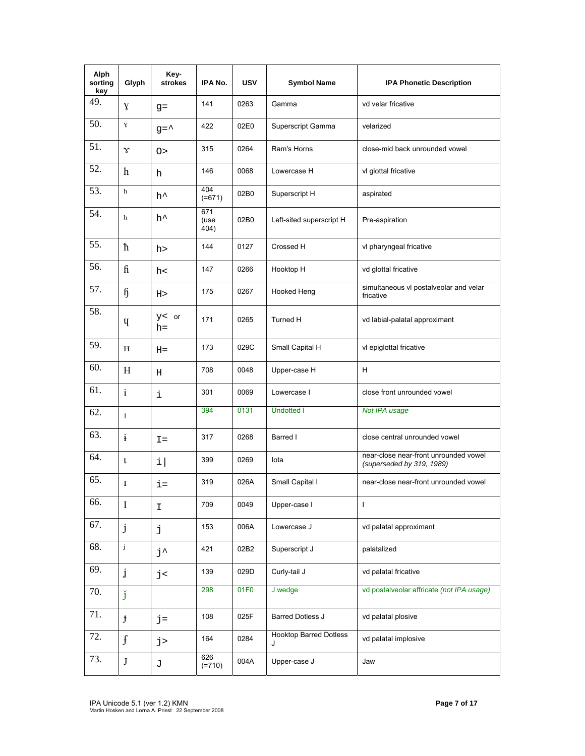| Alph sorting key | Glyph | Key-strokes | IPA No. | USV | Symbol Name | IPA Phonetic Description |
|---|---|---|---|---|---|---|
| 49. | ɣ | g= | 141 | 0263 | Gamma | vd velar fricative |
| 50. | ˠ | g=^ | 422 | 02E0 | Superscript Gamma | velarized |
| 51. | ɤ | o> | 315 | 0264 | Ram's Horns | close-mid back unrounded vowel |
| 52. | h | h | 146 | 0068 | Lowercase H | vl glottal fricative |
| 53. | ʰ | h^ | 404 (=671) | 02B0 | Superscript H | aspirated |
| 54. | ʰ | h^ | 671 (use 404) | 02B0 | Left-sited superscript H | Pre-aspiration |
| 55. | ħ | h> | 144 | 0127 | Crossed H | vl pharyngeal fricative |
| 56. | ɦ | h< | 147 | 0266 | Hooktop H | vd glottal fricative |
| 57. | ɧ | H> | 175 | 0267 | Hooked Heng | simultaneous vl postalveolar and velar fricative |
| 58. | ɥ | y< or h= | 171 | 0265 | Turned H | vd labial-palatal approximant |
| 59. | ʜ | H= | 173 | 029C | Small Capital H | vl epiglottal fricative |
| 60. | H | H | 708 | 0048 | Upper-case H | H |
| 61. | i | i | 301 | 0069 | Lowercase I | close front unrounded vowel |
| 62. | ı | | 394 | 0131 | Undotted I | *Not IPA usage* |
| 63. | ɨ | I= | 317 | 0268 | Barred I | close central unrounded vowel |
| 64. | ɩ | i\| | 399 | 0269 | Iota | near-close near-front unrounded vowel *(superseded by 319, 1989)* |
| 65. | ɪ | i= | 319 | 026A | Small Capital I | near-close near-front unrounded vowel |
| 66. | I | I | 709 | 0049 | Upper-case I | I |
| 67. | j | j | 153 | 006A | Lowercase J | vd palatal approximant |
| 68. | ʲ | j^ | 421 | 02B2 | Superscript J | palatalized |
| 69. | ʝ | j< | 139 | 029D | Curly-tail J | vd palatal fricative |
| 70. | ǰ | | 298 | 01F0 | J wedge | vd postalveolar affricate *(not IPA usage)* |
| 71. | ɟ | j= | 108 | 025F | Barred Dotless J | vd palatal plosive |
| 72. | ʄ | j> | 164 | 0284 | Hooktop Barred Dotless J | vd palatal implosive |
| 73. | J | J | 626 (=710) | 004A | Upper-case J | Jaw |

IPA Unicode 5.1 (ver 1.2) KMN
Martin Hosken and Lorna A. Priest 22 September 2008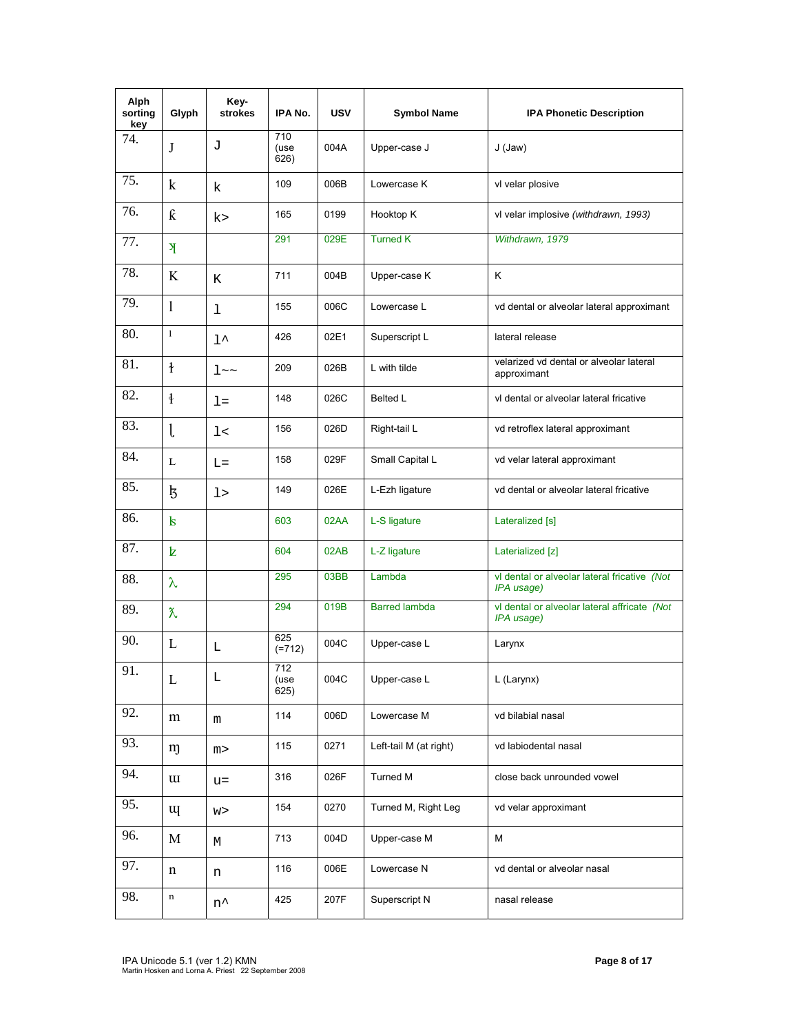| Alph sorting key | Glyph | Key-strokes | IPA No. | USV | Symbol Name | IPA Phonetic Description |
|---|---|---|---|---|---|---|
| 74. | J | J | 710 (use 626) | 004A | Upper-case J | J (Jaw) |
| 75. | k | k | 109 | 006B | Lowercase K | vl velar plosive |
| 76. | ƙ | k> | 165 | 0199 | Hooktop K | vl velar implosive *(withdrawn, 1993)* |
| 77. | ʞ | | 291 | 029E | Turned K | *Withdrawn, 1979* |
| 78. | K | K | 711 | 004B | Upper-case K | K |
| 79. | l | l | 155 | 006C | Lowercase L | vd dental or alveolar lateral approximant |
| 80. | ˡ | l^ | 426 | 02E1 | Superscript L | lateral release |
| 81. | ɫ | l~~ | 209 | 026B | L with tilde | velarized vd dental or alveolar lateral approximant |
| 82. | ɬ | l= | 148 | 026C | Belted L | vl dental or alveolar lateral fricative |
| 83. | ɭ | l< | 156 | 026D | Right-tail L | vd retroflex lateral approximant |
| 84. | ʟ | L= | 158 | 029F | Small Capital L | vd velar lateral approximant |
| 85. | ɮ | l> | 149 | 026E | L-Ezh ligature | vd dental or alveolar lateral fricative |
| 86. | ʪ | | 603 | 02AA | L-S ligature | Lateralized [s] |
| 87. | ʫ | | 604 | 02AB | L-Z ligature | Laterialized [z] |
| 88. | λ | | 295 | 03BB | Lambda | vl dental or alveolar lateral fricative *(Not IPA usage)* |
| 89. | ƛ | | 294 | 019B | Barred lambda | vl dental or alveolar lateral affricate *(Not IPA usage)* |
| 90. | L | L | 625 (=712) | 004C | Upper-case L | Larynx |
| 91. | L | L | 712 (use 625) | 004C | Upper-case L | L (Larynx) |
| 92. | m | m | 114 | 006D | Lowercase M | vd bilabial nasal |
| 93. | ɱ | m> | 115 | 0271 | Left-tail M (at right) | vd labiodental nasal |
| 94. | ɯ | u= | 316 | 026F | Turned M | close back unrounded vowel |
| 95. | ɰ | w> | 154 | 0270 | Turned M, Right Leg | vd velar approximant |
| 96. | M | M | 713 | 004D | Upper-case M | M |
| 97. | n | n | 116 | 006E | Lowercase N | vd dental or alveolar nasal |
| 98. | ⁿ | n^ | 425 | 207F | Superscript N | nasal release |

IPA Unicode 5.1 (ver 1.2) KMN
Martin Hosken and Lorna A. Priest 22 September 2008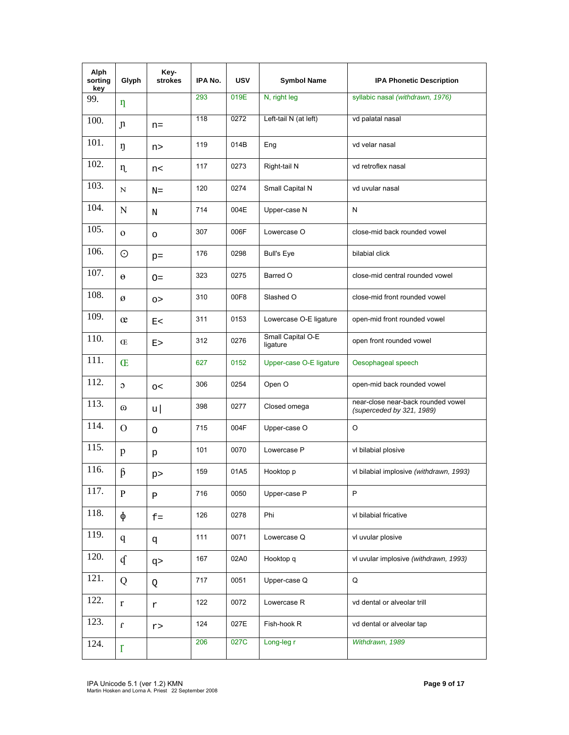| Alph sorting key | Glyph | Key-strokes | IPA No. | USV | Symbol Name | IPA Phonetic Description |
|---|---|---|---|---|---|---|
| 99. | ƞ | | 293 | 019E | N, right leg | syllabic nasal *(withdrawn, 1976)* |
| 100. | ɲ | n= | 118 | 0272 | Left-tail N (at left) | vd palatal nasal |
| 101. | ŋ | n> | 119 | 014B | Eng | vd velar nasal |
| 102. | ɳ | n< | 117 | 0273 | Right-tail N | vd retroflex nasal |
| 103. | ɴ | N= | 120 | 0274 | Small Capital N | vd uvular nasal |
| 104. | N | N | 714 | 004E | Upper-case N | N |
| 105. | o | o | 307 | 006F | Lowercase O | close-mid back rounded vowel |
| 106. | ʘ | p= | 176 | 0298 | Bull's Eye | bilabial click |
| 107. | ɵ | o= | 323 | 0275 | Barred O | close-mid central rounded vowel |
| 108. | ø | o> | 310 | 00F8 | Slashed O | close-mid front rounded vowel |
| 109. | œ | E< | 311 | 0153 | Lowercase O-E ligature | open-mid front rounded vowel |
| 110. | ɶ | E> | 312 | 0276 | Small Capital O-E ligature | open front rounded vowel |
| 111. | Œ | | 627 | 0152 | Upper-case O-E ligature | Oesophageal speech |
| 112. | ɔ | o< | 306 | 0254 | Open O | open-mid back rounded vowel |
| 113. | ɷ | u\| | 398 | 0277 | Closed omega | near-close near-back rounded vowel *(superceded by 321, 1989)* |
| 114. | O | O | 715 | 004F | Upper-case O | O |
| 115. | p | p | 101 | 0070 | Lowercase P | vl bilabial plosive |
| 116. | ƥ | p> | 159 | 01A5 | Hooktop p | vl bilabial implosive *(withdrawn, 1993)* |
| 117. | P | P | 716 | 0050 | Upper-case P | P |
| 118. | ɸ | f= | 126 | 0278 | Phi | vl bilabial fricative |
| 119. | q | q | 111 | 0071 | Lowercase Q | vl uvular plosive |
| 120. | ʠ | q> | 167 | 02A0 | Hooktop q | vl uvular implosive *(withdrawn, 1993)* |
| 121. | Q | Q | 717 | 0051 | Upper-case Q | Q |
| 122. | r | r | 122 | 0072 | Lowercase R | vd dental or alveolar trill |
| 123. | ɾ | r> | 124 | 027E | Fish-hook R | vd dental or alveolar tap |
| 124. | ɼ | | 206 | 027C | Long-leg r | *Withdrawn, 1989* |

IPA Unicode 5.1 (ver 1.2) KMN
Martin Hosken and Lorna A. Priest 22 September 2008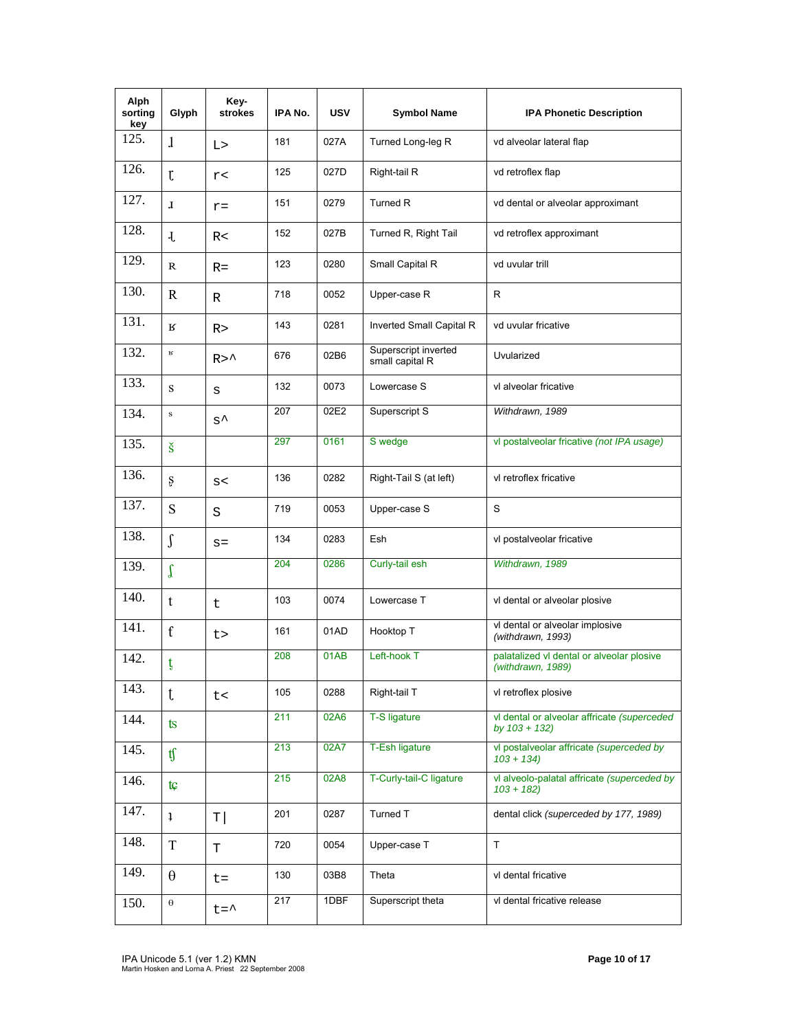| Alph sorting key | Glyph | Key-strokes | IPA No. | USV | Symbol Name | IPA Phonetic Description |
|---|---|---|---|---|---|---|
| 125. | ɺ | L> | 181 | 027A | Turned Long-leg R | vd alveolar lateral flap |
| 126. | ɽ | r< | 125 | 027D | Right-tail R | vd retroflex flap |
| 127. | ɹ | r= | 151 | 0279 | Turned R | vd dental or alveolar approximant |
| 128. | ɻ | R< | 152 | 027B | Turned R, Right Tail | vd retroflex approximant |
| 129. | ʀ | R= | 123 | 0280 | Small Capital R | vd uvular trill |
| 130. | R | R | 718 | 0052 | Upper-case R | R |
| 131. | ʁ | R> | 143 | 0281 | Inverted Small Capital R | vd uvular fricative |
| 132. | ʶ | R>^ | 676 | 02B6 | Superscript inverted small capital R | Uvularized |
| 133. | s | s | 132 | 0073 | Lowercase S | vl alveolar fricative |
| 134. | ˢ | s^ | 207 | 02E2 | Superscript S | *Withdrawn, 1989* |
| 135. | š | | 297 | 0161 | S wedge | vl postalveolar fricative *(not IPA usage)* |
| 136. | ʂ | s< | 136 | 0282 | Right-Tail S (at left) | vl retroflex fricative |
| 137. | S | S | 719 | 0053 | Upper-case S | S |
| 138. | ʃ | s= | 134 | 0283 | Esh | vl postalveolar fricative |
| 139. | ʆ | | 204 | 0286 | Curly-tail esh | *Withdrawn, 1989* |
| 140. | t | t | 103 | 0074 | Lowercase T | vl dental or alveolar plosive |
| 141. | ƭ | t> | 161 | 01AD | Hooktop T | vl dental or alveolar implosive *(withdrawn, 1993)* |
| 142. | ƫ | | 208 | 01AB | Left-hook T | palatalized vl dental or alveolar plosive *(withdrawn, 1989)* |
| 143. | ʈ | t< | 105 | 0288 | Right-tail T | vl retroflex plosive |
| 144. | ʦ | | 211 | 02A6 | T-S ligature | vl dental or alveolar affricate *(superceded by 103 + 132)* |
| 145. | ʧ | | 213 | 02A7 | T-Esh ligature | vl postalveolar affricate *(superceded by 103 + 134)* |
| 146. | ʨ | | 215 | 02A8 | T-Curly-tail-C ligature | vl alveolo-palatal affricate *(superceded by 103 + 182)* |
| 147. | ʇ | T\| | 201 | 0287 | Turned T | dental click *(superceded by 177, 1989)* |
| 148. | T | T | 720 | 0054 | Upper-case T | T |
| 149. | θ | t= | 130 | 03B8 | Theta | vl dental fricative |
| 150. | ᶿ | t=^ | 217 | 1DBF | Superscript theta | vl dental fricative release |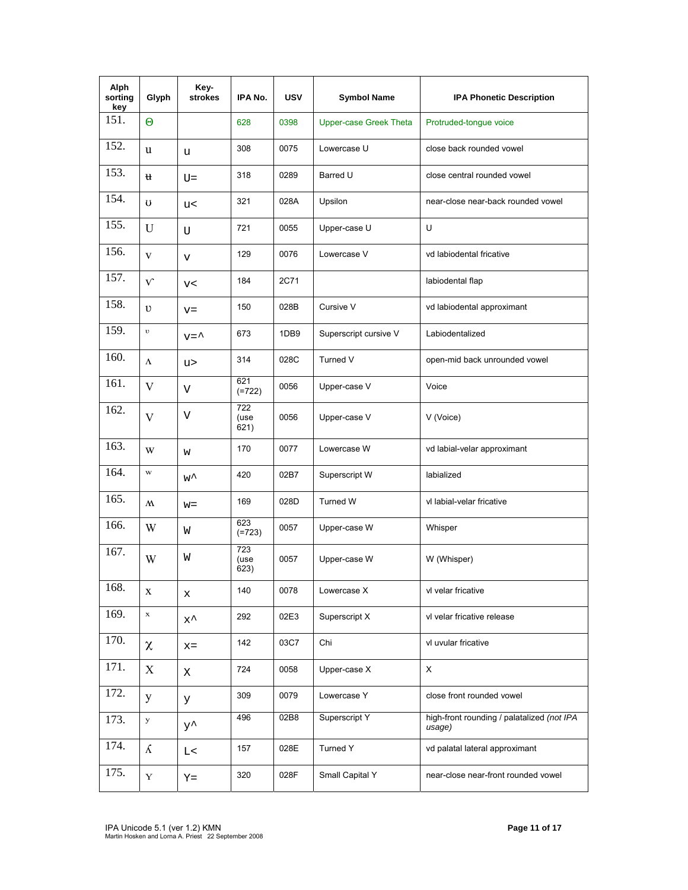| Alph sorting key | Glyph | Key-strokes | IPA No. | USV | Symbol Name | IPA Phonetic Description |
|---|---|---|---|---|---|---|
| 151. | Θ | | 628 | 0398 | Upper-case Greek Theta | Protruded-tongue voice |
| 152. | u | u | 308 | 0075 | Lowercase U | close back rounded vowel |
| 153. | ʉ | U= | 318 | 0289 | Barred U | close central rounded vowel |
| 154. | ʊ | u< | 321 | 028A | Upsilon | near-close near-back rounded vowel |
| 155. | U | U | 721 | 0055 | Upper-case U | U |
| 156. | v | v | 129 | 0076 | Lowercase V | vd labiodental fricative |
| 157. | ⱱ | v< | 184 | 2C71 | | labiodental flap |
| 158. | ʋ | v= | 150 | 028B | Cursive V | vd labiodental approximant |
| 159. | ᶹ | v=^ | 673 | 1DB9 | Superscript cursive V | Labiodentalized |
| 160. | ʌ | u> | 314 | 028C | Turned V | open-mid back unrounded vowel |
| 161. | V | V | 621 (=722) | 0056 | Upper-case V | Voice |
| 162. | V | V | 722 (use 621) | 0056 | Upper-case V | V (Voice) |
| 163. | w | w | 170 | 0077 | Lowercase W | vd labial-velar approximant |
| 164. | ʷ | w^ | 420 | 02B7 | Superscript W | labialized |
| 165. | ʍ | w= | 169 | 028D | Turned W | vl labial-velar fricative |
| 166. | W | W | 623 (=723) | 0057 | Upper-case W | Whisper |
| 167. | W | W | 723 (use 623) | 0057 | Upper-case W | W (Whisper) |
| 168. | x | x | 140 | 0078 | Lowercase X | vl velar fricative |
| 169. | ˣ | x^ | 292 | 02E3 | Superscript X | vl velar fricative release |
| 170. | χ | x= | 142 | 03C7 | Chi | vl uvular fricative |
| 171. | X | X | 724 | 0058 | Upper-case X | X |
| 172. | y | y | 309 | 0079 | Lowercase Y | close front rounded vowel |
| 173. | ʸ | y^ | 496 | 02B8 | Superscript Y | high-front rounding / palatalized *(not IPA usage)* |
| 174. | ʎ | L< | 157 | 028E | Turned Y | vd palatal lateral approximant |
| 175. | ʏ | Y= | 320 | 028F | Small Capital Y | near-close near-front rounded vowel |

IPA Unicode 5.1 (ver 1.2) KMN
Martin Hosken and Lorna A. Priest 22 September 2008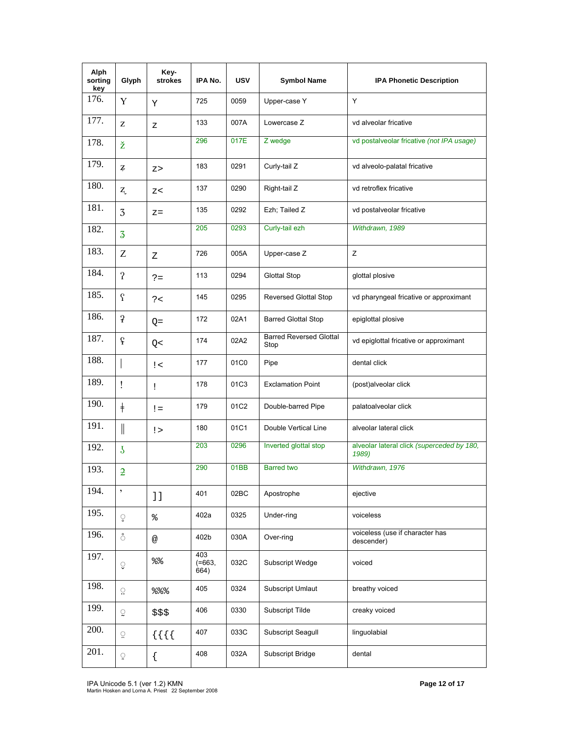| Alph sorting key | Glyph | Key-strokes | IPA No. | USV | Symbol Name | IPA Phonetic Description |
|---|---|---|---|---|---|---|
| 176. | Y | Y | 725 | 0059 | Upper-case Y | Y |
| 177. | z | z | 133 | 007A | Lowercase Z | vd alveolar fricative |
| 178. | ž | | 296 | 017E | Z wedge | vd postalveolar fricative *(not IPA usage)* |
| 179. | ʑ | z> | 183 | 0291 | Curly-tail Z | vd alveolo-palatal fricative |
| 180. | ʐ | z< | 137 | 0290 | Right-tail Z | vd retroflex fricative |
| 181. | ʒ | z= | 135 | 0292 | Ezh; Tailed Z | vd postalveolar fricative |
| 182. | ʓ | | 205 | 0293 | Curly-tail ezh | *Withdrawn, 1989* |
| 183. | Z | Z | 726 | 005A | Upper-case Z | Z |
| 184. | ʔ | ?= | 113 | 0294 | Glottal Stop | glottal plosive |
| 185. | ʕ | ?< | 145 | 0295 | Reversed Glottal Stop | vd pharyngeal fricative or approximant |
| 186. | ʡ | Q= | 172 | 02A1 | Barred Glottal Stop | epiglottal plosive |
| 187. | ʢ | Q< | 174 | 02A2 | Barred Reversed Glottal Stop | vd epiglottal fricative or approximant |
| 188. | ǀ | !< | 177 | 01C0 | Pipe | dental click |
| 189. | ǃ | ! | 178 | 01C3 | Exclamation Point | (post)alveolar click |
| 190. | ǂ | != | 179 | 01C2 | Double-barred Pipe | palatoalveolar click |
| 191. | ǁ | !> | 180 | 01C1 | Double Vertical Line | alveolar lateral click |
| 192. | ʖ | | 203 | 0296 | Inverted glottal stop | alveolar lateral click *(superceded by 180, 1989)* |
| 193. | ƻ | | 290 | 01BB | Barred two | *Withdrawn, 1976* |
| 194. | ʼ | ]] | 401 | 02BC | Apostrophe | ejective |
| 195. | ◌̥ | % | 402a | 0325 | Under-ring | voiceless |
| 196. | ◌̊ | @ | 402b | 030A | Over-ring | voiceless (use if character has descender) |
| 197. | ◌̬ | %% | 403 (=663, 664) | 032C | Subscript Wedge | voiced |
| 198. | ◌̤ | %%% | 405 | 0324 | Subscript Umlaut | breathy voiced |
| 199. | ◌̰ | $$$ | 406 | 0330 | Subscript Tilde | creaky voiced |
| 200. | ◌̼ | {{{{ | 407 | 033C | Subscript Seagull | linguolabial |
| 201. | ◌̪ | { | 408 | 032A | Subscript Bridge | dental |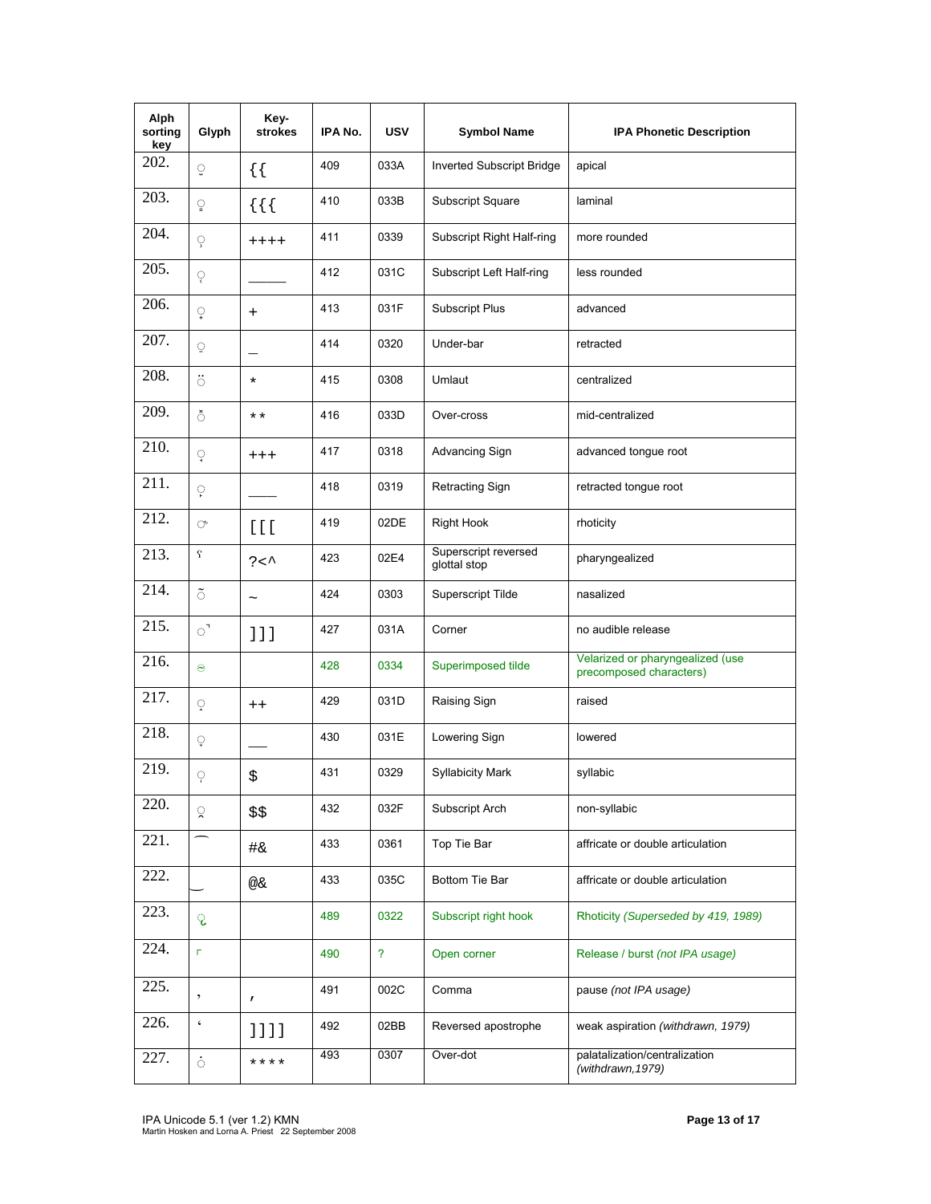| Alph sorting key | Glyph | Key-strokes | IPA No. | USV | Symbol Name | IPA Phonetic Description |
|---|---|---|---|---|---|---|
| 202. | ◌̺ | {{ | 409 | 033A | Inverted Subscript Bridge | apical |
| 203. | ◌̻ | {{{ | 410 | 033B | Subscript Square | laminal |
| 204. | ◌̹ | ++++ | 411 | 0339 | Subscript Right Half-ring | more rounded |
| 205. | ◌̜ | ______ | 412 | 031C | Subscript Left Half-ring | less rounded |
| 206. | ◌̟ | + | 413 | 031F | Subscript Plus | advanced |
| 207. | ◌̠ | _ | 414 | 0320 | Under-bar | retracted |
| 208. | ◌̈ | * | 415 | 0308 | Umlaut | centralized |
| 209. | ◌̽ | ** | 416 | 033D | Over-cross | mid-centralized |
| 210. | ◌̘ | +++ | 417 | 0318 | Advancing Sign | advanced tongue root |
| 211. | ◌̙ | ____ | 418 | 0319 | Retracting Sign | retracted tongue root |
| 212. | ◌˞ | [[[ | 419 | 02DE | Right Hook | rhoticity |
| 213. | ˤ | ?<^ | 423 | 02E4 | Superscript reversed glottal stop | pharyngealized |
| 214. | ◌̃ | ~ | 424 | 0303 | Superscript Tilde | nasalized |
| 215. | ◌̚ | ]]] | 427 | 031A | Corner | no audible release |
| 216. | ◌̴ | | 428 | 0334 | Superimposed tilde | Velarized or pharyngealized (use precomposed characters) |
| 217. | ◌̝ | ++ | 429 | 031D | Raising Sign | raised |
| 218. | ◌̞ | ___ | 430 | 031E | Lowering Sign | lowered |
| 219. | ◌̩ | $ | 431 | 0329 | Syllabicity Mark | syllabic |
| 220. | ◌̯ | $$ | 432 | 032F | Subscript Arch | non-syllabic |
| 221. | ͡ | #& | 433 | 0361 | Top Tie Bar | affricate or double articulation |
| 222. | ͜ | @& | 433 | 035C | Bottom Tie Bar | affricate or double articulation |
| 223. | ◌̢ | | 489 | 0322 | Subscript right hook | Rhoticity *(Superseded by 419, 1989)* |
| 224. | ⌜ | | 490 | ? | Open corner | Release / burst *(not IPA usage)* |
| 225. | , | , | 491 | 002C | Comma | pause *(not IPA usage)* |
| 226. | ʻ | ]]]] | 492 | 02BB | Reversed apostrophe | weak aspiration *(withdrawn, 1979)* |
| 227. | ◌̇ | **** | 493 | 0307 | Over-dot | palatalization/centralization *(withdrawn,1979)* |

IPA Unicode 5.1 (ver 1.2) KMN
Martin Hosken and Lorna A. Priest 22 September 2008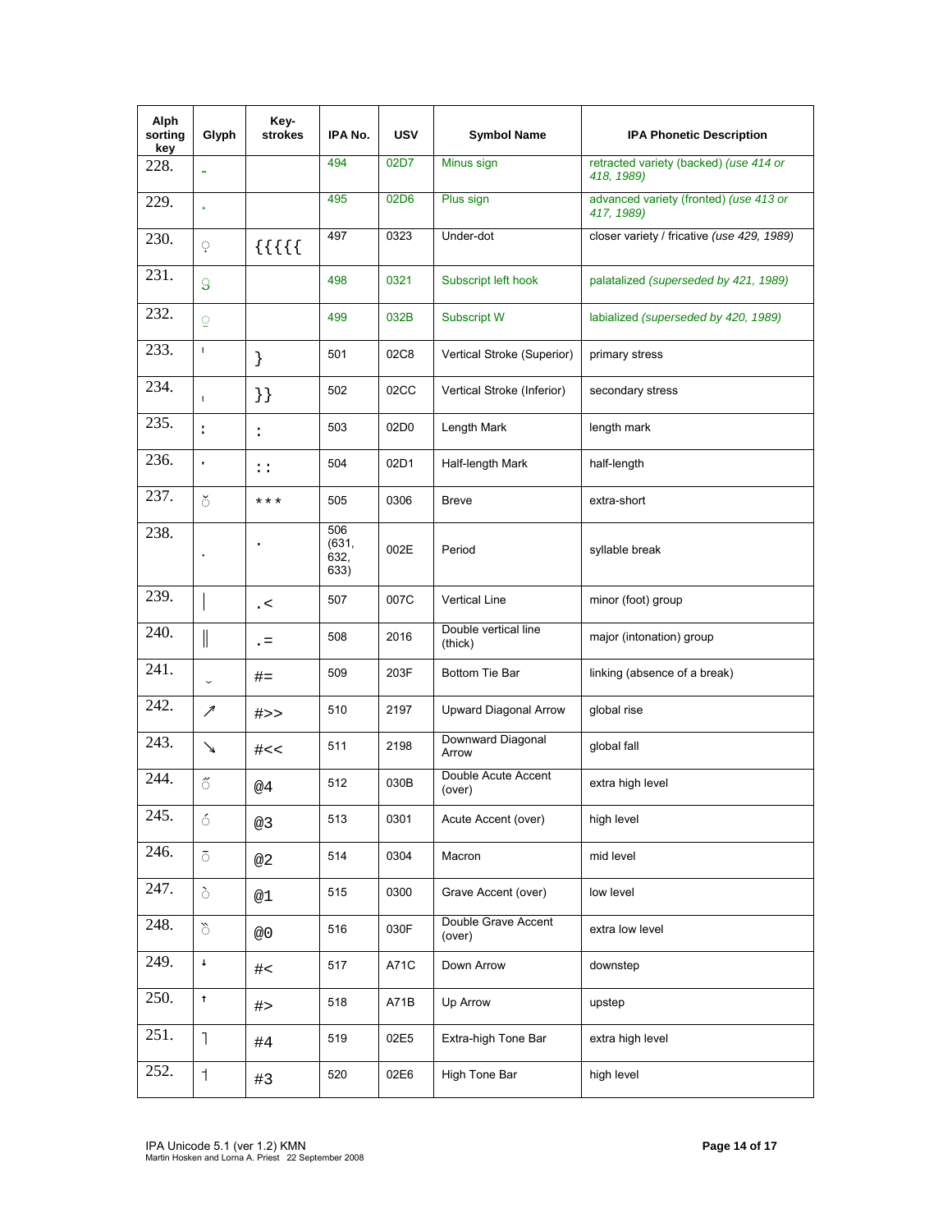| Alph sorting key | Glyph | Key-strokes | IPA No. | USV | Symbol Name | IPA Phonetic Description |
|---|---|---|---|---|---|---|
| 228. | ˗ | | 494 | 02D7 | Minus sign | retracted variety (backed) *(use 414 or 418, 1989)* |
| 229. | ˖ | | 495 | 02D6 | Plus sign | advanced variety (fronted) *(use 413 or 417, 1989)* |
| 230. | ◌̣ | {{{{{ | 497 | 0323 | Under-dot | closer variety / fricative *(use 429, 1989)* |
| 231. | ◌̡ | | 498 | 0321 | Subscript left hook | palatalized *(superseded by 421, 1989)* |
| 232. | ◌̫ | | 499 | 032B | Subscript W | labialized *(superseded by 420, 1989)* |
| 233. | ˈ | } | 501 | 02C8 | Vertical Stroke (Superior) | primary stress |
| 234. | ˌ | }} | 502 | 02CC | Vertical Stroke (Inferior) | secondary stress |
| 235. | ː | : | 503 | 02D0 | Length Mark | length mark |
| 236. | ˑ | :: | 504 | 02D1 | Half-length Mark | half-length |
| 237. | ◌̆ | *** | 505 | 0306 | Breve | extra-short |
| 238. | . | . | 506 (631, 632, 633) | 002E | Period | syllable break |
| 239. | \| | .< | 507 | 007C | Vertical Line | minor (foot) group |
| 240. | ‖ | .= | 508 | 2016 | Double vertical line (thick) | major (intonation) group |
| 241. | ‿ | #= | 509 | 203F | Bottom Tie Bar | linking (absence of a break) |
| 242. | ↗ | #>> | 510 | 2197 | Upward Diagonal Arrow | global rise |
| 243. | ↘ | #<< | 511 | 2198 | Downward Diagonal Arrow | global fall |
| 244. | ◌̋ | @4 | 512 | 030B | Double Acute Accent (over) | extra high level |
| 245. | ◌́ | @3 | 513 | 0301 | Acute Accent (over) | high level |
| 246. | ◌̄ | @2 | 514 | 0304 | Macron | mid level |
| 247. | ◌̀ | @1 | 515 | 0300 | Grave Accent (over) | low level |
| 248. | ◌̏ | @0 | 516 | 030F | Double Grave Accent (over) | extra low level |
| 249. | ꜜ | #< | 517 | A71C | Down Arrow | downstep |
| 250. | ꜛ | #> | 518 | A71B | Up Arrow | upstep |
| 251. | ˥ | #4 | 519 | 02E5 | Extra-high Tone Bar | extra high level |
| 252. | ˦ | #3 | 520 | 02E6 | High Tone Bar | high level |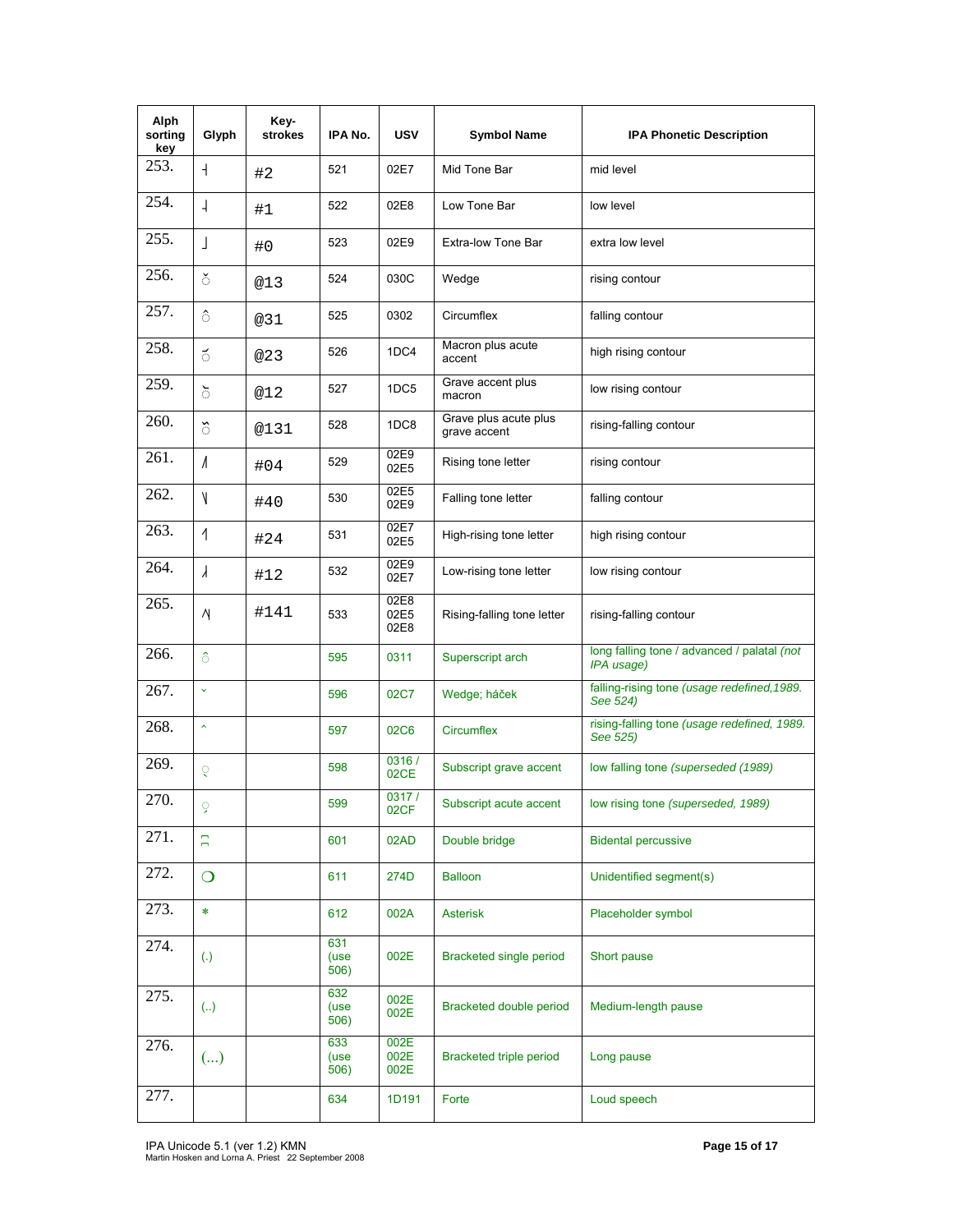| Alph sorting key | Glyph | Key-strokes | IPA No. | USV | Symbol Name | IPA Phonetic Description |
|---|---|---|---|---|---|---|
| 253. | ˧ | #2 | 521 | 02E7 | Mid Tone Bar | mid level |
| 254. | ˨ | #1 | 522 | 02E8 | Low Tone Bar | low level |
| 255. | ˩ | #0 | 523 | 02E9 | Extra-low Tone Bar | extra low level |
| 256. | ◌̌ | @13 | 524 | 030C | Wedge | rising contour |
| 257. | ◌̂ | @31 | 525 | 0302 | Circumflex | falling contour |
| 258. | ◌᷄ | @23 | 526 | 1DC4 | Macron plus acute accent | high rising contour |
| 259. | ◌᷅ | @12 | 527 | 1DC5 | Grave accent plus macron | low rising contour |
| 260. | ◌᷈ | @131 | 528 | 1DC8 | Grave plus acute plus grave accent | rising-falling contour |
| 261. | ˩˥ | #04 | 529 | 02E9 02E5 | Rising tone letter | rising contour |
| 262. | ˥˩ | #40 | 530 | 02E5 02E9 | Falling tone letter | falling contour |
| 263. | ˧˥ | #24 | 531 | 02E7 02E5 | High-rising tone letter | high rising contour |
| 264. | ˩˧ | #12 | 532 | 02E9 02E7 | Low-rising tone letter | low rising contour |
| 265. | ˨˥˨ | #141 | 533 | 02E8 02E5 02E8 | Rising-falling tone letter | rising-falling contour |
| 266. | ◌̑ | | 595 | 0311 | Superscript arch | long falling tone / advanced / palatal *(not IPA usage)* |
| 267. | ˇ | | 596 | 02C7 | Wedge; háček | falling-rising tone *(usage redefined,1989. See 524)* |
| 268. | ˆ | | 597 | 02C6 | Circumflex | rising-falling tone *(usage redefined, 1989. See 525)* |
| 269. | ◌̖ | | 598 | 0316 / 02CE | Subscript grave accent | low falling tone *(superseded (1989)* |
| 270. | ◌̗ | | 599 | 0317 / 02CF | Subscript acute accent | low rising tone *(superseded, 1989)* |
| 271. | ʭ | | 601 | 02AD | Double bridge | Bidental percussive |
| 272. | ❍ | | 611 | 274D | Balloon | Unidentified segment(s) |
| 273. | * | | 612 | 002A | Asterisk | Placeholder symbol |
| 274. | (.) | | 631 (use 506) | 002E | Bracketed single period | Short pause |
| 275. | (..) | | 632 (use 506) | 002E 002E | Bracketed double period | Medium-length pause |
| 276. | (...) | | 633 (use 506) | 002E 002E 002E | Bracketed triple period | Long pause |
| 277. | | | 634 | 1D191 | Forte | Loud speech |

IPA Unicode 5.1 (ver 1.2) KMN
Martin Hosken and Lorna A. Priest 22 September 2008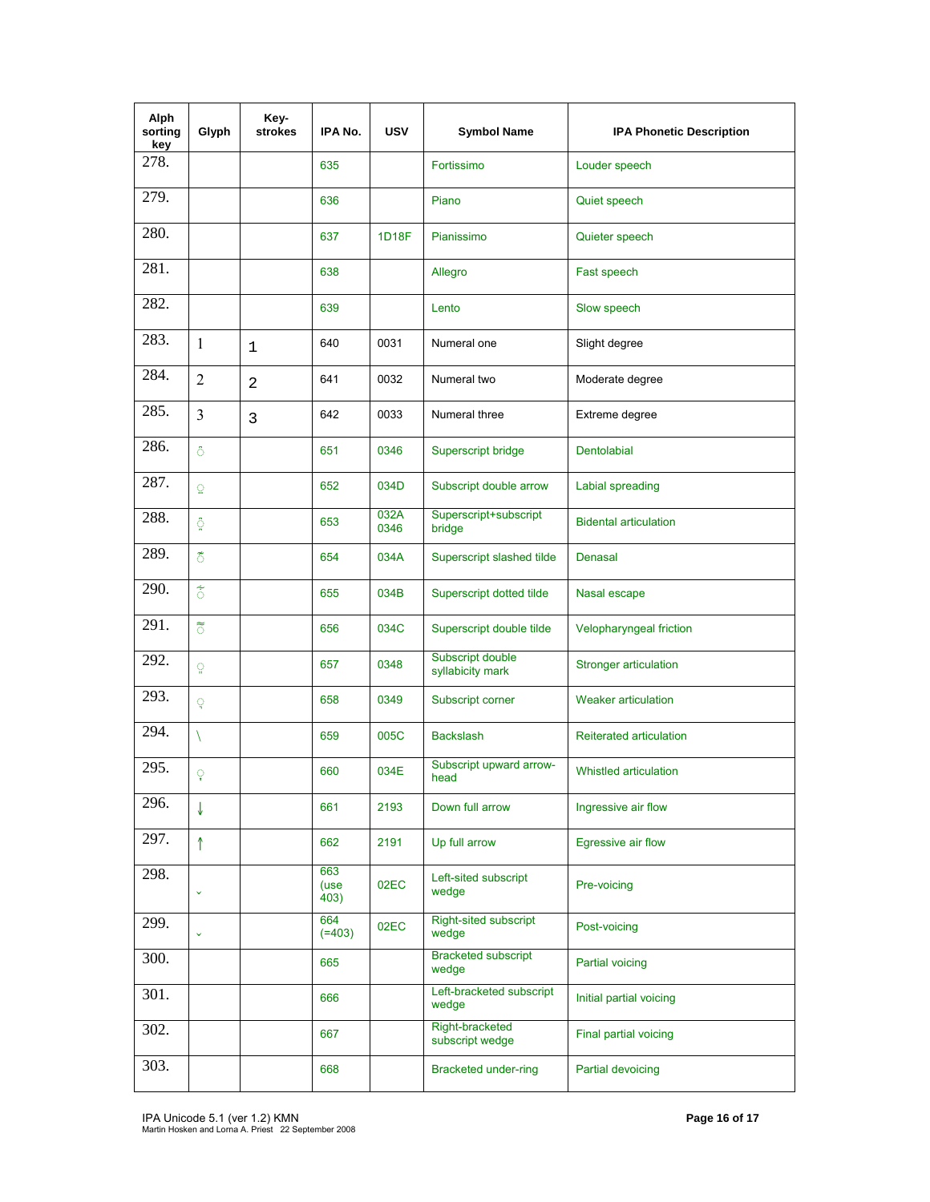| Alph sorting key | Glyph | Key-strokes | IPA No. | USV | Symbol Name | IPA Phonetic Description |
|---|---|---|---|---|---|---|
| 278. | | | 635 | | Fortissimo | Louder speech |
| 279. | | | 636 | | Piano | Quiet speech |
| 280. | | | 637 | 1D18F | Pianissimo | Quieter speech |
| 281. | | | 638 | | Allegro | Fast speech |
| 282. | | | 639 | | Lento | Slow speech |
| 283. | 1 | 1 | 640 | 0031 | Numeral one | Slight degree |
| 284. | 2 | 2 | 641 | 0032 | Numeral two | Moderate degree |
| 285. | 3 | 3 | 642 | 0033 | Numeral three | Extreme degree |
| 286. | ◌͆ | | 651 | 0346 | Superscript bridge | Dentolabial |
| 287. | ◌͍ | | 652 | 034D | Subscript double arrow | Labial spreading |
| 288. | ◌̪͆ | | 653 | 032A 0346 | Superscript+subscript bridge | Bidental articulation |
| 289. | ◌͊ | | 654 | 034A | Superscript slashed tilde | Denasal |
| 290. | ◌͋ | | 655 | 034B | Superscript dotted tilde | Nasal escape |
| 291. | ◌͌ | | 656 | 034C | Superscript double tilde | Velopharyngeal friction |
| 292. | ◌͈ | | 657 | 0348 | Subscript double syllabicity mark | Stronger articulation |
| 293. | ◌͉ | | 658 | 0349 | Subscript corner | Weaker articulation |
| 294. | \ | | 659 | 005C | Backslash | Reiterated articulation |
| 295. | ◌͎ | | 660 | 034E | Subscript upward arrow-head | Whistled articulation |
| 296. | ↓ | | 661 | 2193 | Down full arrow | Ingressive air flow |
| 297. | ↑ | | 662 | 2191 | Up full arrow | Egressive air flow |
| 298. | ˬ | | 663 (use 403) | 02EC | Left-sited subscript wedge | Pre-voicing |
| 299. | ˬ | | 664 (=403) | 02EC | Right-sited subscript wedge | Post-voicing |
| 300. | | | 665 | | Bracketed subscript wedge | Partial voicing |
| 301. | | | 666 | | Left-bracketed subscript wedge | Initial partial voicing |
| 302. | | | 667 | | Right-bracketed subscript wedge | Final partial voicing |
| 303. | | | 668 | | Bracketed under-ring | Partial devoicing |

IPA Unicode 5.1 (ver 1.2) KMN
Martin Hosken and Lorna A. Priest 22 September 2008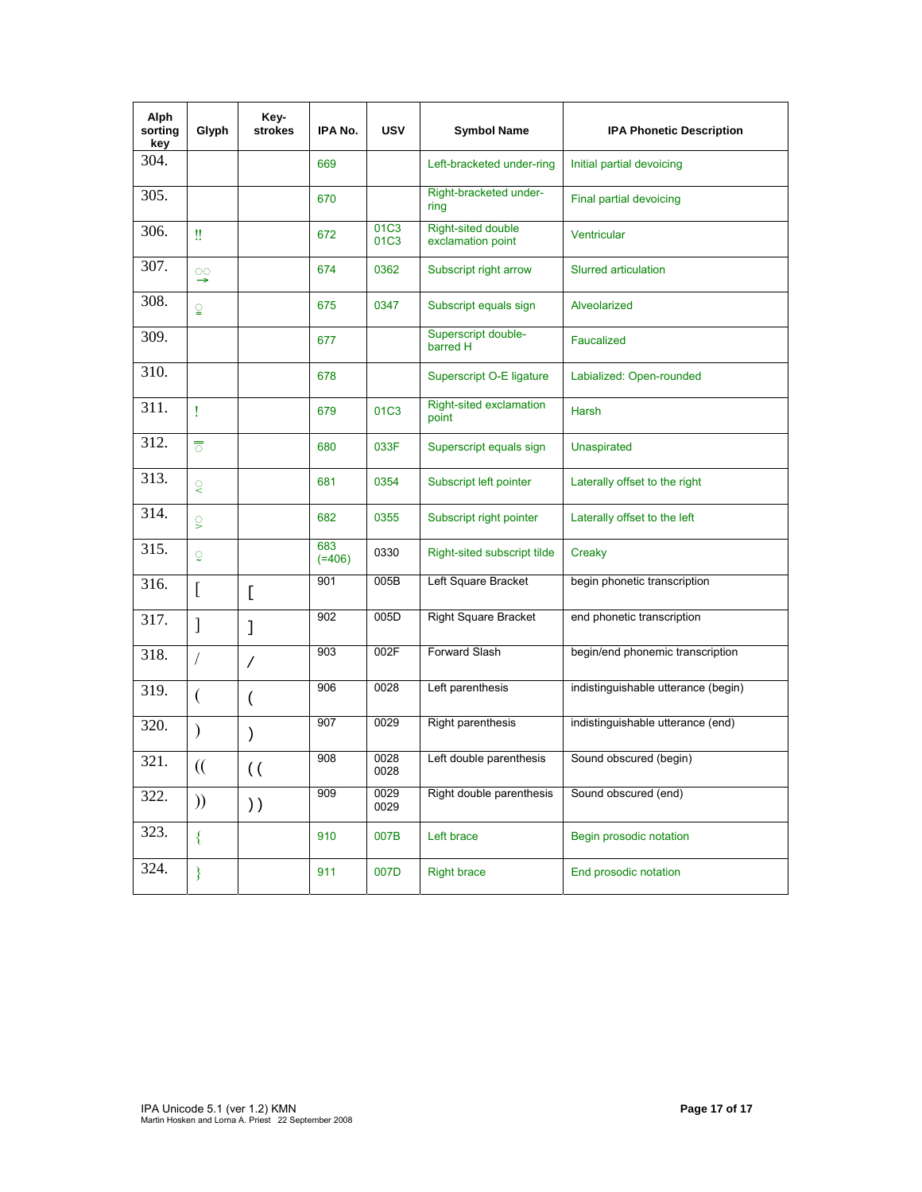| Alph sorting key | Glyph | Key-strokes | IPA No. | USV | Symbol Name | IPA Phonetic Description |
|---|---|---|---|---|---|---|
| 304. | | | 669 | | Left-bracketed under-ring | Initial partial devoicing |
| 305. | | | 670 | | Right-bracketed under-ring | Final partial devoicing |
| 306. | ǃǃ | | 672 | 01C3 01C3 | Right-sited double exclamation point | Ventricular |
| 307. | ◌͢◌ | | 674 | 0362 | Subscript right arrow | Slurred articulation |
| 308. | ◌͇ | | 675 | 0347 | Subscript equals sign | Alveolarized |
| 309. | | | 677 | | Superscript double-barred H | Faucalized |
| 310. | | | 678 | | Superscript O-E ligature | Labialized: Open-rounded |
| 311. | ǃ | | 679 | 01C3 | Right-sited exclamation point | Harsh |
| 312. | ◌̿ | | 680 | 033F | Superscript equals sign | Unaspirated |
| 313. | ◌͔ | | 681 | 0354 | Subscript left pointer | Laterally offset to the right |
| 314. | ◌͕ | | 682 | 0355 | Subscript right pointer | Laterally offset to the left |
| 315. | ◌̰ | | 683 (=406) | 0330 | Right-sited subscript tilde | Creaky |
| 316. | [ | [ | 901 | 005B | Left Square Bracket | begin phonetic transcription |
| 317. | ] | ] | 902 | 005D | Right Square Bracket | end phonetic transcription |
| 318. | / | / | 903 | 002F | Forward Slash | begin/end phonemic transcription |
| 319. | ( | ( | 906 | 0028 | Left parenthesis | indistinguishable utterance (begin) |
| 320. | ) | ) | 907 | 0029 | Right parenthesis | indistinguishable utterance (end) |
| 321. | (( | (( | 908 | 0028 0028 | Left double parenthesis | Sound obscured (begin) |
| 322. | )) | )) | 909 | 0029 0029 | Right double parenthesis | Sound obscured (end) |
| 323. | { | | 910 | 007B | Left brace | Begin prosodic notation |
| 324. | } | | 911 | 007D | Right brace | End prosodic notation |

IPA Unicode 5.1 (ver 1.2) KMN
Martin Hosken and Lorna A. Priest 22 September 2008